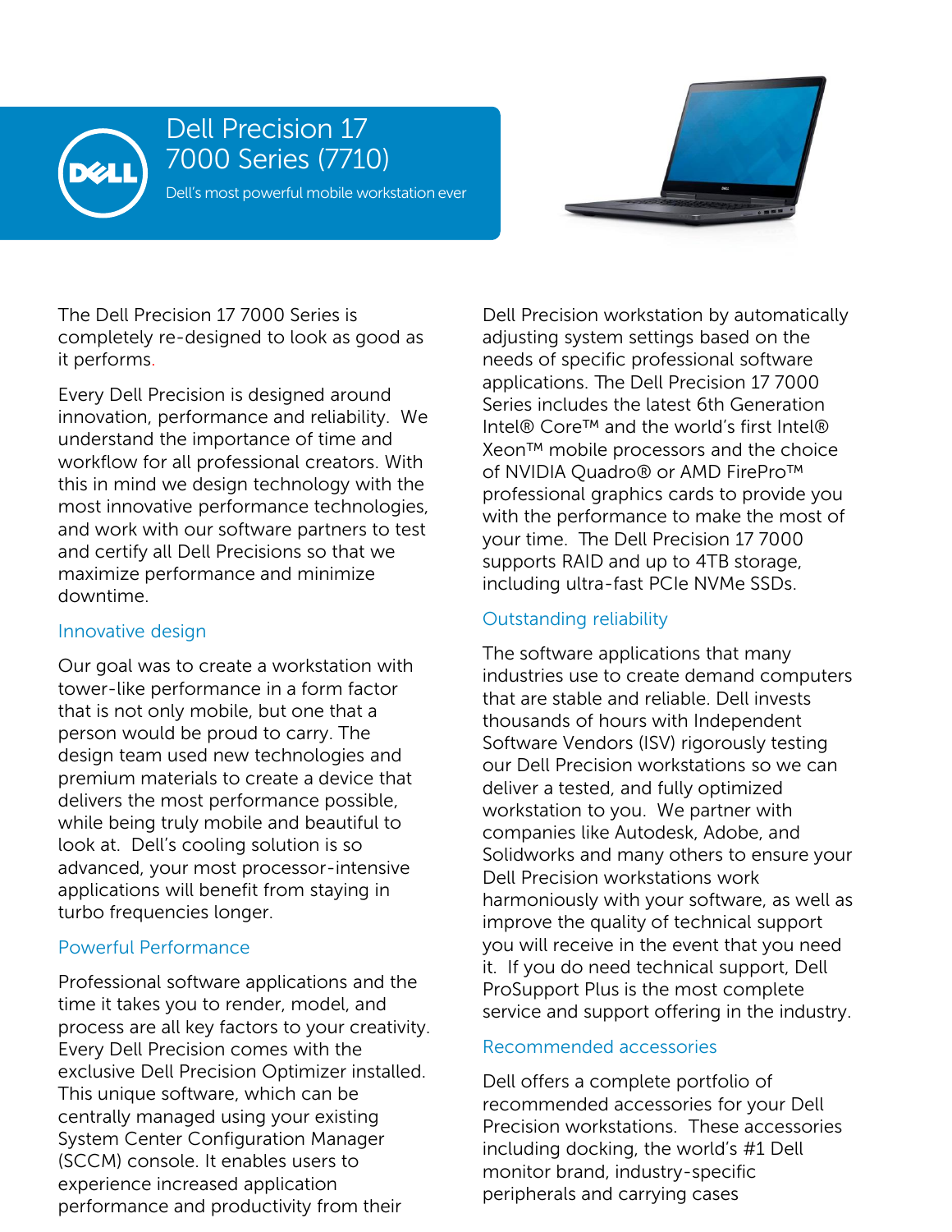# Dell Precision 17 7000 Series (7710)

Dell's most powerful mobile workstation ever

The Dell Precision 17 7000 Series is completely re-designed to look as good as it performs.

Every Dell Precision is designed around innovation, performance and reliability. We understand the importance of time and workflow for all professional creators. With this in mind we design technology with the most innovative performance technologies, and work with our software partners to test and certify all Dell Precisions so that we maximize performance and minimize downtime.

## Innovative design

Our goal was to create a workstation with tower-like performance in a form factor that is not only mobile, but one that a person would be proud to carry. The design team used new technologies and premium materials to create a device that delivers the most performance possible, while being truly mobile and beautiful to look at. Dell's cooling solution is so advanced, your most processor-intensive applications will benefit from staying in turbo frequencies longer.

## Powerful Performance

Professional software applications and the time it takes you to render, model, and process are all key factors to your creativity. Every Dell Precision comes with the exclusive Dell Precision Optimizer installed. This unique software, which can be centrally managed using your existing System Center Configuration Manager (SCCM) console. It enables users to experience increased application performance and productivity from their Dell Precision workstation by automatically adjusting system settings based on the needs of specific professional software applications. The Dell Precision 17 7000 Series includes the latest 6th Generation Intel® Core™ and the world's first Intel® Xeon™ mobile processors and the choice of NVIDIA Quadro® or AMD FirePro™ professional graphics cards to provide you with the performance to make the most of your time. The Dell Precision 17 7000 supports RAID and up to 4TB storage, including ultra-fast PCIe NVMe SSDs.

## Outstanding reliability

The software applications that many industries use to create demand computers that are stable and reliable. Dell invests thousands of hours with Independent Software Vendors (ISV) rigorously testing our Dell Precision workstations so we can deliver a tested, and fully optimized workstation to you. We partner with companies like Autodesk, Adobe, and Solidworks and many others to ensure your Dell Precision workstations work harmoniously with your software, as well as improve the quality of technical support you will receive in the event that you need it. If you do need technical support, Dell ProSupport Plus is the most complete service and support offering in the industry.

## Recommended accessories

Dell offers a complete portfolio of recommended accessories for your Dell Precision workstations. These accessories including docking, the world's #1 Dell monitor brand, industry-specific peripherals and carrying cases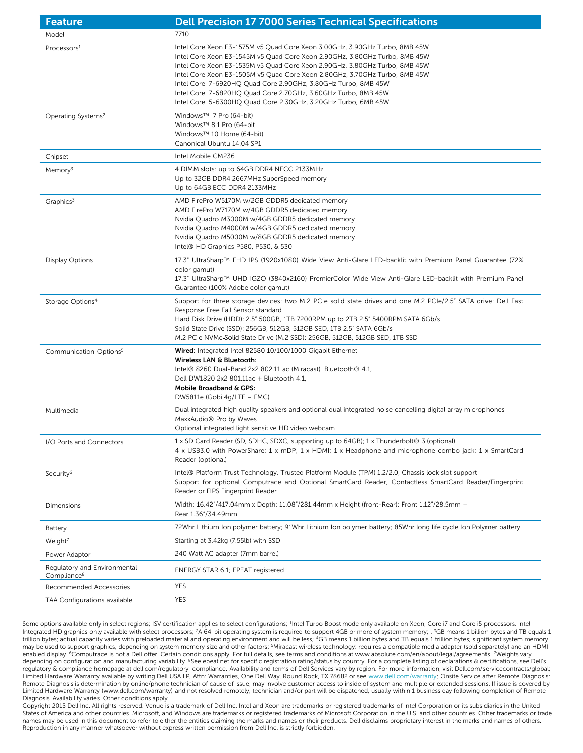| Feature | Dell Precision 17 7000 Series Technical Specifications |
|---|---|
| Model | 7710 |
| Processors[1] | Intel Core Xeon E3-1575M v5 Quad Core Xeon 3.00GHz, 3.90GHz Turbo, 8MB 45W<br>Intel Core Xeon E3-1545M v5 Quad Core Xeon 2.90GHz, 3.80GHz Turbo, 8MB 45W<br>Intel Core Xeon E3-1535M v5 Quad Core Xeon 2.90GHz, 3.80GHz Turbo, 8MB 45W<br>Intel Core Xeon E3-1505M v5 Quad Core Xeon 2.80GHz, 3.70GHz Turbo, 8MB 45W<br>Intel Core i7-6920HQ Quad Core 2.90GHz, 3.80GHz Turbo, 8MB 45W<br>Intel Core i7-6820HQ Quad Core 2.70GHz, 3.60GHz Turbo, 8MB 45W<br>Intel Core i5-6300HQ Quad Core 2.30GHz, 3.20GHz Turbo, 6MB 45W |
| Operating Systems[2] | Windows™ 7 Pro (64-bit)<br>Windows™ 8.1 Pro (64-bit<br>Windows™ 10 Home (64-bit)<br>Canonical Ubuntu 14.04 SP1 |
| Chipset | Intel Mobile CM236 |
| Memory[3] | 4 DIMM slots: up to 64GB DDR4 NECC 2133MHz<br>Up to 32GB DDR4 2667MHz SuperSpeed memory<br>Up to 64GB ECC DDR4 2133MHz |
| Graphics[3] | AMD FirePro W5170M w/2GB GDDR5 dedicated memory<br>AMD FirePro W7170M w/4GB GDDR5 dedicated memory<br>Nvidia Quadro M3000M w/4GB GDDR5 dedicated memory<br>Nvidia Quadro M4000M w/4GB GDDR5 dedicated memory<br>Nvidia Quadro M5000M w/8GB GDDR5 dedicated memory<br>Intel® HD Graphics P580, P530, & 530 |
| Display Options | 17.3" UltraSharp™ FHD IPS (1920x1080) Wide View Anti-Glare LED-backlit with Premium Panel Guarantee (72% color gamut)<br>17.3" UltraSharp™ UHD IGZO (3840x2160) PremierColor Wide View Anti-Glare LED-backlit with Premium Panel Guarantee (100% Adobe color gamut) |
| Storage Options[4] | Support for three storage devices: two M.2 PCIe solid state drives and one M.2 PCIe/2.5" SATA drive: Dell Fast Response Free Fall Sensor standard<br>Hard Disk Drive (HDD): 2.5" 500GB, 1TB 7200RPM up to 2TB 2.5" 5400RPM SATA 6Gb/s<br>Solid State Drive (SSD): 256GB, 512GB, 512GB SED, 1TB 2.5" SATA 6Gb/s<br>M.2 PCIe NVMe-Solid State Drive (M.2 SSD): 256GB, 512GB, 512GB SED, 1TB SSD |
| Communication Options[5] | **Wired:** Integrated Intel 82580 10/100/1000 Gigabit Ethernet<br>**Wireless LAN & Bluetooth:**<br>Intel® 8260 Dual-Band 2x2 802.11 ac (Miracast) Bluetooth® 4.1,<br>Dell DW1820 2x2 801.11ac + Bluetooth 4.1,<br>**Mobile Broadband & GPS:**<br>DW5811e (Gobi 4g/LTE – FMC) |
| Multimedia | Dual integrated high quality speakers and optional dual integrated noise cancelling digital array microphones<br>MaxxAudio® Pro by Waves<br>Optional integrated light sensitive HD video webcam |
| I/O Ports and Connectors | 1 x SD Card Reader (SD, SDHC, SDXC, supporting up to 64GB); 1 x Thunderbolt® 3 (optional)<br>4 x USB3.0 with PowerShare; 1 x mDP; 1 x HDMI; 1 x Headphone and microphone combo jack; 1 x SmartCard Reader (optional) |
| Security[6] | Intel® Platform Trust Technology, Trusted Platform Module (TPM) 1.2/2.0, Chassis lock slot support<br>Support for optional Computrace and Optional SmartCard Reader, Contactless SmartCard Reader/Fingerprint Reader or FIPS Fingerprint Reader |
| Dimensions | Width: 16.42"/417.04mm x Depth: 11.08"/281.44mm x Height (front-Rear): Front 1.12"/28.5mm – Rear 1.36"/34.49mm |
| Battery | 72Whr Lithium Ion polymer battery; 91Whr Lithium Ion polymer battery; 85Whr long life cycle Ion Polymer battery |
| Weight[7] | Starting at 3.42kg (7.55lb) with SSD |
| Power Adaptor | 240 Watt AC adapter (7mm barrel) |
| Regulatory and Environmental Compliance[8] | ENERGY STAR 6.1; EPEAT registered |
| Recommended Accessories | YES |
| TAA Configurations available | YES |

Some options available only in select regions; ISV certification applies to select configurations; [1]Intel Turbo Boost mode only available on Xeon, Core i7 and Core i5 processors. Intel Integrated HD graphics only available with select processors; [2]A 64-bit operating system is required to support 4GB or more of system memory; . [3]GB means 1 billion bytes and TB equals 1 trillion bytes; actual capacity varies with preloaded material and operating environment and will be less; [4]GB means 1 billion bytes and TB equals 1 trillion bytes; significant system memory may be used to support graphics, depending on system memory size and other factors; [5]Miracast wireless technology: requires a compatible media adapter (sold separately) and an HDMI-enabled display. [6]Computrace is not a Dell offer. Certain conditions apply. For full details, see terms and conditions at www.absolute.com/en/about/legal/agreements. [7]Weights vary depending on configuration and manufacturing variability. [8]See epeat.net for specific registration rating/status by country. For a complete listing of declarations & certifications, see Dell's regulatory & compliance homepage at dell.com/regulatory_compliance. Availability and terms of Dell Services vary by region. For more information, visit Dell.com/servicecontracts/global; Limited Hardware Warranty available by writing Dell USA LP, Attn: Warranties, One Dell Way, Round Rock, TX 78682 or see www.dell.com/warranty; Onsite Service after Remote Diagnosis: Remote Diagnosis is determination by online/phone technician of cause of issue; may involve customer access to inside of system and multiple or extended sessions. If issue is covered by Limited Hardware Warranty (www.dell.com/warranty) and not resolved remotely, technician and/or part will be dispatched, usually within 1 business day following completion of Remote Diagnosis. Availability varies. Other conditions apply.

Copyright 2015 Dell Inc. All rights reserved. Venue is a trademark of Dell Inc. Intel and Xeon are trademarks or registered trademarks of Intel Corporation or its subsidiaries in the United States of America and other countries. Microsoft, and Windows are trademarks or registered trademarks of Microsoft Corporation in the U.S. and other countries. Other trademarks or trade names may be used in this document to refer to either the entities claiming the marks and names or their products. Dell disclaims proprietary interest in the marks and names of others. Reproduction in any manner whatsoever without express written permission from Dell Inc. is strictly forbidden.